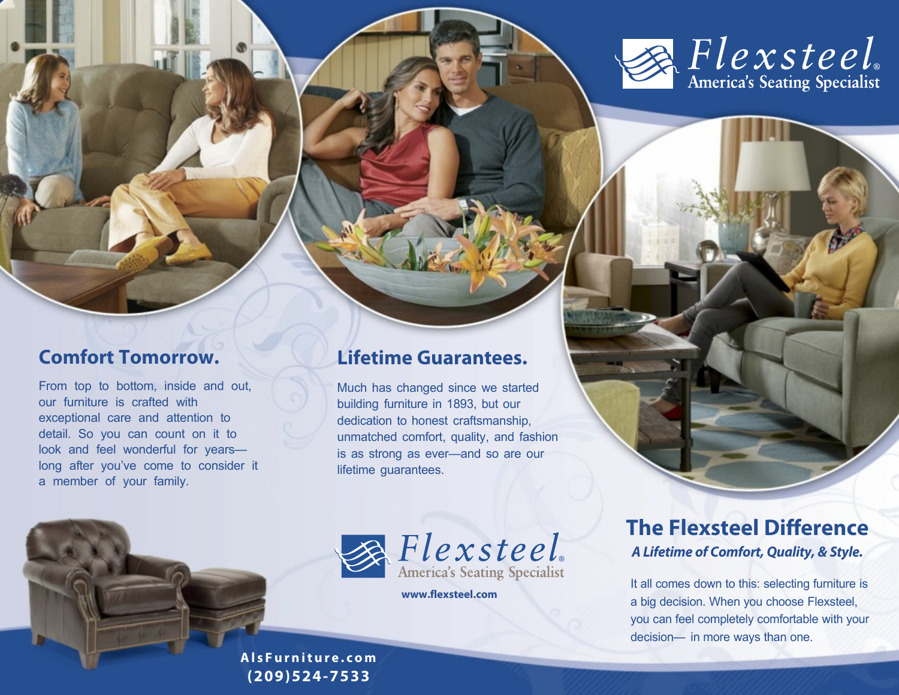# Flexsteel®
America's Seating Specialist

## Comfort Tomorrow.

From top to bottom, inside and out, our furniture is crafted with exceptional care and attention to detail. So you can count on it to look and feel wonderful for years—long after you've come to consider it a member of your family.

## Lifetime Guarantees.

Much has changed since we started building furniture in 1893, but our dedication to honest craftsmanship, unmatched comfort, quality, and fashion is as strong as ever—and so are our lifetime guarantees.

Flexsteel®
America's Seating Specialist

**www.flexsteel.com**

## The Flexsteel Difference

***A Lifetime of Comfort, Quality, & Style.***

It all comes down to this: selecting furniture is a big decision. When you choose Flexsteel, you can feel completely comfortable with your decision— in more ways than one.

**AlsFurniture.com**
**(209)524-7533**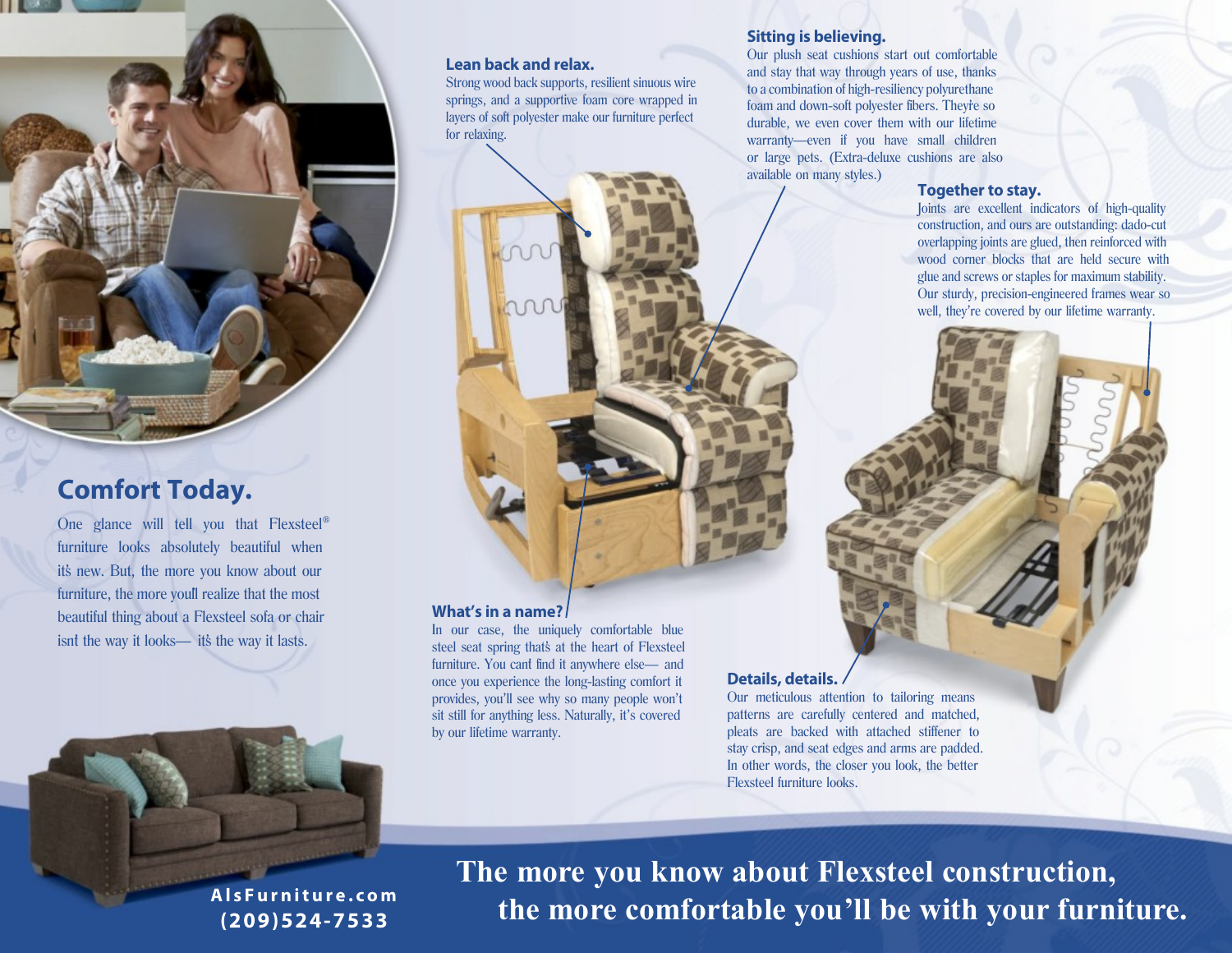## Comfort Today.

One glance will tell you that Flexsteel® furniture looks absolutely beautiful when it's new. But, the more you know about our furniture, the more you'll realize that the most beautiful thing about a Flexsteel sofa or chair isn't the way it looks— it's the way it lasts.

### Lean back and relax.

Strong wood back supports, resilient sinuous wire springs, and a supportive foam core wrapped in layers of soft polyester make our furniture perfect for relaxing.

### Sitting is believing.

Our plush seat cushions start out comfortable and stay that way through years of use, thanks to a combination of high-resiliency polyurethane foam and down-soft polyester fibers. They're so durable, we even cover them with our lifetime warranty—even if you have small children or large pets. (Extra-deluxe cushions are also available on many styles.)

### Together to stay.

Joints are excellent indicators of high-quality construction, and ours are outstanding: dado-cut overlapping joints are glued, then reinforced with wood corner blocks that are held secure with glue and screws or staples for maximum stability. Our sturdy, precision-engineered frames wear so well, they're covered by our lifetime warranty.

### What's in a name?

In our case, the uniquely comfortable blue steel seat spring that's at the heart of Flexsteel furniture. You can't find it anywhere else— and once you experience the long-lasting comfort it provides, you'll see why so many people won't sit still for anything less. Naturally, it's covered by our lifetime warranty.

### Details, details.

Our meticulous attention to tailoring means patterns are carefully centered and matched, pleats are backed with attached stiffener to stay crisp, and seat edges and arms are padded. In other words, the closer you look, the better Flexsteel furniture looks.

**AlsFurniture.com**
**(209)524-7533**

**The more you know about Flexsteel construction, the more comfortable you'll be with your furniture.**